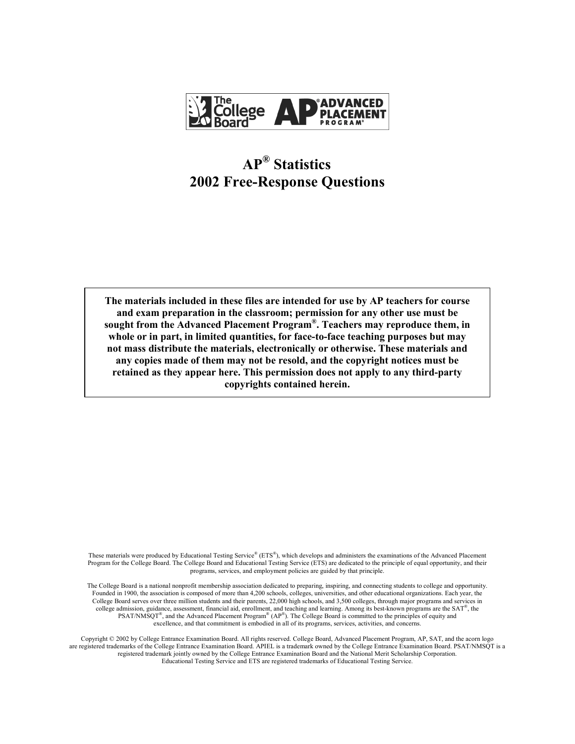The College Board AP® ADVANCED PLACEMENT PROGRAM®

# AP® Statistics 2002 Free-Response Questions

**The materials included in these files are intended for use by AP teachers for course and exam preparation in the classroom; permission for any other use must be sought from the Advanced Placement Program®. Teachers may reproduce them, in whole or in part, in limited quantities, for face-to-face teaching purposes but may not mass distribute the materials, electronically or otherwise. These materials and any copies made of them may not be resold, and the copyright notices must be retained as they appear here. This permission does not apply to any third-party copyrights contained herein.**

These materials were produced by Educational Testing Service® (ETS®), which develops and administers the examinations of the Advanced Placement Program for the College Board. The College Board and Educational Testing Service (ETS) are dedicated to the principle of equal opportunity, and their programs, services, and employment policies are guided by that principle.

The College Board is a national nonprofit membership association dedicated to preparing, inspiring, and connecting students to college and opportunity. Founded in 1900, the association is composed of more than 4,200 schools, colleges, universities, and other educational organizations. Each year, the College Board serves over three million students and their parents, 22,000 high schools, and 3,500 colleges, through major programs and services in college admission, guidance, assessment, financial aid, enrollment, and teaching and learning. Among its best-known programs are the SAT®, the PSAT/NMSQT®, and the Advanced Placement Program® (AP®). The College Board is committed to the principles of equity and excellence, and that commitment is embodied in all of its programs, services, activities, and concerns.

Copyright © 2002 by College Entrance Examination Board. All rights reserved. College Board, Advanced Placement Program, AP, SAT, and the acorn logo are registered trademarks of the College Entrance Examination Board. APIEL is a trademark owned by the College Entrance Examination Board. PSAT/NMSQT is a registered trademark jointly owned by the College Entrance Examination Board and the National Merit Scholarship Corporation. Educational Testing Service and ETS are registered trademarks of Educational Testing Service.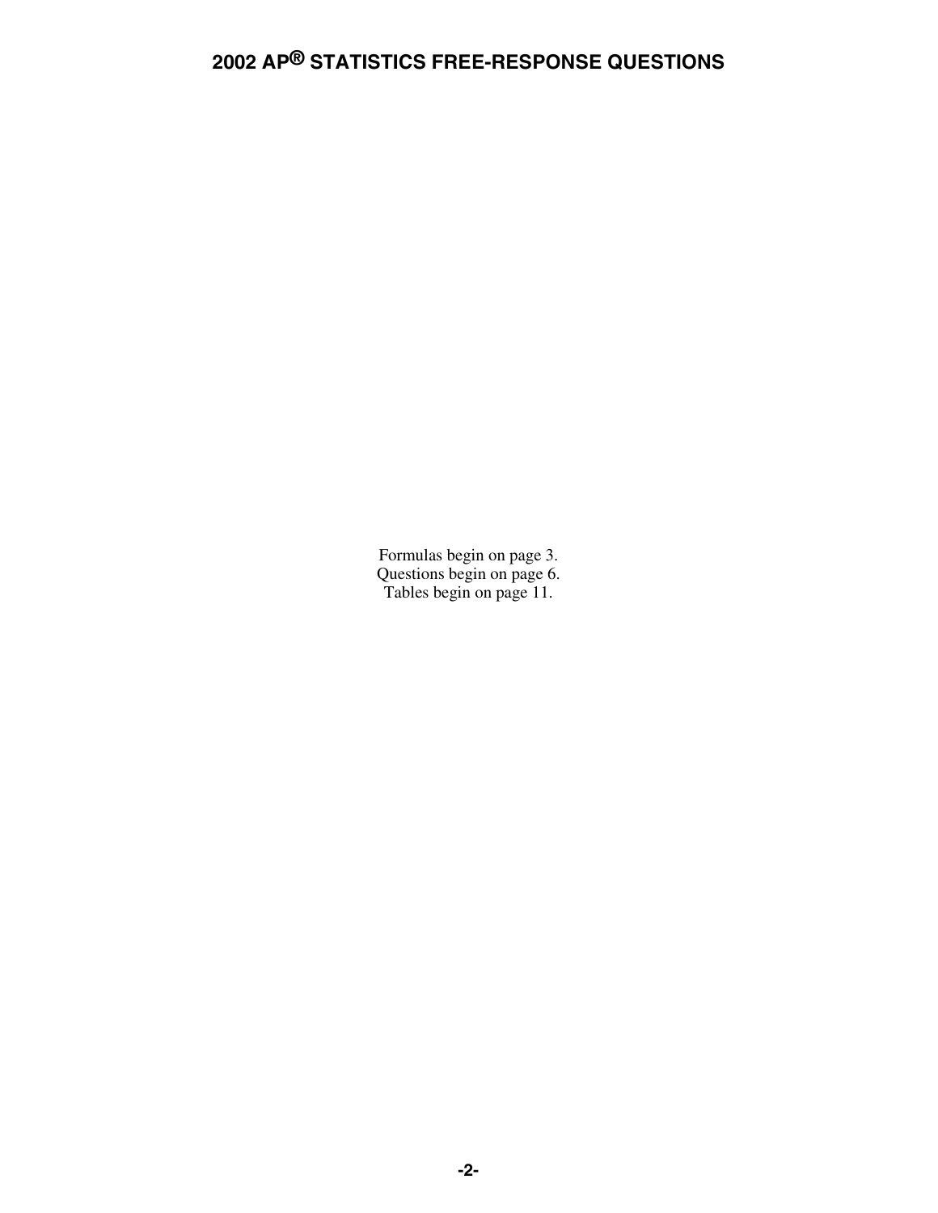Formulas begin on page 3.
Questions begin on page 6.
Tables begin on page 11.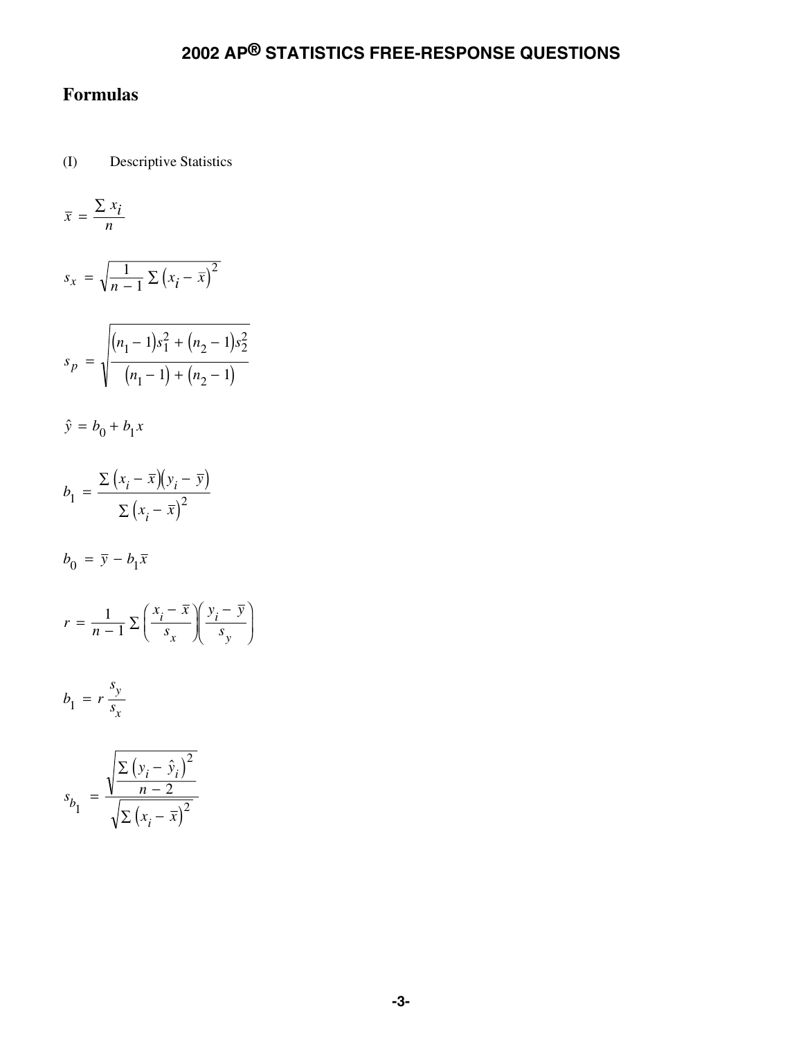## Formulas

(I) Descriptive Statistics

$$\bar{x} = \frac{\sum x_i}{n}$$

$$s_x = \sqrt{\frac{1}{n-1} \sum \left(x_i - \bar{x}\right)^2}$$

$$s_p = \sqrt{\frac{\left(n_1 - 1\right)s_1^2 + \left(n_2 - 1\right)s_2^2}{\left(n_1 - 1\right) + \left(n_2 - 1\right)}}$$

$$\hat{y} = b_0 + b_1 x$$

$$b_1 = \frac{\sum \left(x_i - \bar{x}\right)\left(y_i - \bar{y}\right)}{\sum \left(x_i - \bar{x}\right)^2}$$

$$b_0 = \bar{y} - b_1 \bar{x}$$

$$r = \frac{1}{n-1} \sum \left(\frac{x_i - \bar{x}}{s_x}\right)\left(\frac{y_i - \bar{y}}{s_y}\right)$$

$$b_1 = r \frac{s_y}{s_x}$$

$$s_{b_1} = \frac{\sqrt{\frac{\sum \left(y_i - \hat{y}_i\right)^2}{n-2}}}{\sqrt{\sum \left(x_i - \bar{x}\right)^2}}$$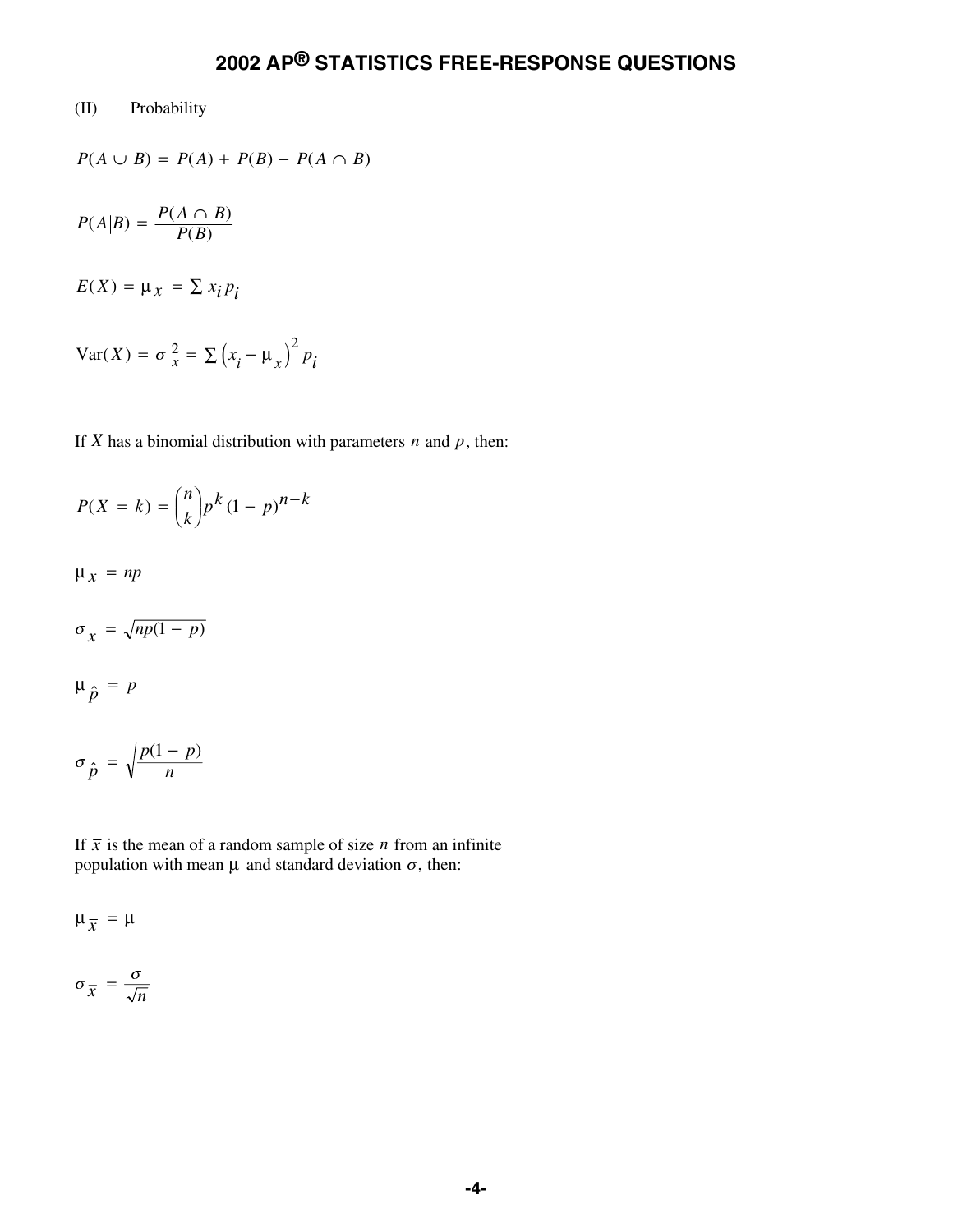(II) Probability

$$P(A \cup B) = P(A) + P(B) - P(A \cap B)$$

$$P(A|B) = \frac{P(A \cap B)}{P(B)}$$

$$E(X) = \mu_x = \sum x_i p_i$$

$$\text{Var}(X) = \sigma_x^2 = \sum \left(x_i - \mu_x\right)^2 p_i$$

If $X$ has a binomial distribution with parameters $n$ and $p$, then:

$$P(X = k) = \binom{n}{k} p^k (1 - p)^{n-k}$$

$$\mu_x = np$$

$$\sigma_x = \sqrt{np(1 - p)}$$

$$\mu_{\hat{p}} = p$$

$$\sigma_{\hat{p}} = \sqrt{\frac{p(1 - p)}{n}}$$

If $\bar{x}$ is the mean of a random sample of size $n$ from an infinite population with mean $\mu$ and standard deviation $\sigma$, then:

$$\mu_{\bar{x}} = \mu$$

$$\sigma_{\bar{x}} = \frac{\sigma}{\sqrt{n}}$$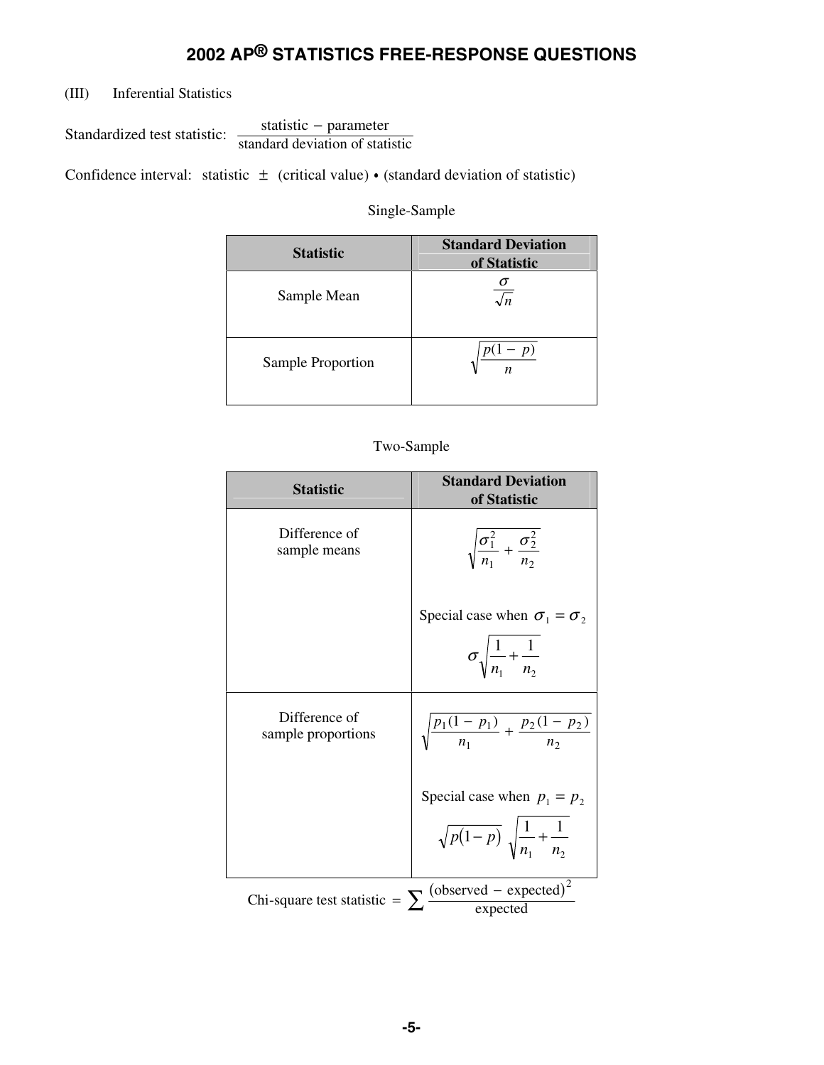# 2002 AP® STATISTICS FREE-RESPONSE QUESTIONS

(III) Inferential Statistics

Standardized test statistic: $\dfrac{\text{statistic} - \text{parameter}}{\text{standard deviation of statistic}}$

Confidence interval: statistic $\pm$ (critical value) • (standard deviation of statistic)

Single-Sample

| Statistic | Standard Deviation of Statistic |
|---|---|
| Sample Mean | $\dfrac{\sigma}{\sqrt{n}}$ |
| Sample Proportion | $\sqrt{\dfrac{p(1-p)}{n}}$ |

Two-Sample

| Statistic | Standard Deviation of Statistic |
|---|---|
| Difference of sample means | $\sqrt{\dfrac{\sigma_1^2}{n_1} + \dfrac{\sigma_2^2}{n_2}}$ <br> Special case when $\sigma_1 = \sigma_2$ <br> $\sigma\sqrt{\dfrac{1}{n_1} + \dfrac{1}{n_2}}$ |
| Difference of sample proportions | $\sqrt{\dfrac{p_1(1-p_1)}{n_1} + \dfrac{p_2(1-p_2)}{n_2}}$ <br> Special case when $p_1 = p_2$ <br> $\sqrt{p(1-p)}\sqrt{\dfrac{1}{n_1} + \dfrac{1}{n_2}}$ |

Chi-square test statistic $= \sum \dfrac{(\text{observed} - \text{expected})^2}{\text{expected}}$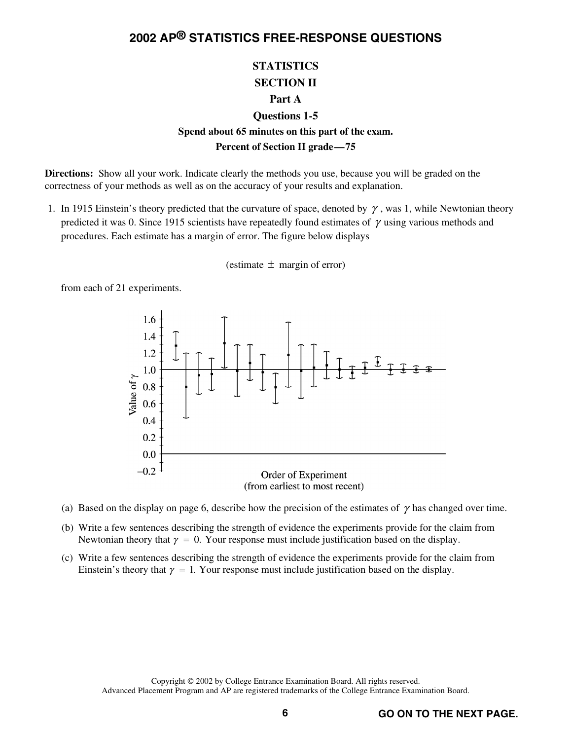# 2002 AP® STATISTICS FREE-RESPONSE QUESTIONS

## STATISTICS
## SECTION II
### Part A
### Questions 1-5
**Spend about 65 minutes on this part of the exam.**

**Percent of Section II grade—75**

**Directions:** Show all your work. Indicate clearly the methods you use, because you will be graded on the correctness of your methods as well as on the accuracy of your results and explanation.

1. In 1915 Einstein's theory predicted that the curvature of space, denoted by $\gamma$, was 1, while Newtonian theory predicted it was 0. Since 1915 scientists have repeatedly found estimates of $\gamma$ using various methods and procedures. Each estimate has a margin of error. The figure below displays

   (estimate $\pm$ margin of error)

   from each of 21 experiments.

   (a) Based on the display on page 6, describe how the precision of the estimates of $\gamma$ has changed over time.

   (b) Write a few sentences describing the strength of evidence the experiments provide for the claim from Newtonian theory that $\gamma = 0$. Your response must include justification based on the display.

   (c) Write a few sentences describing the strength of evidence the experiments provide for the claim from Einstein's theory that $\gamma = 1$. Your response must include justification based on the display.

Copyright © 2002 by College Entrance Examination Board. All rights reserved.
Advanced Placement Program and AP are registered trademarks of the College Entrance Examination Board.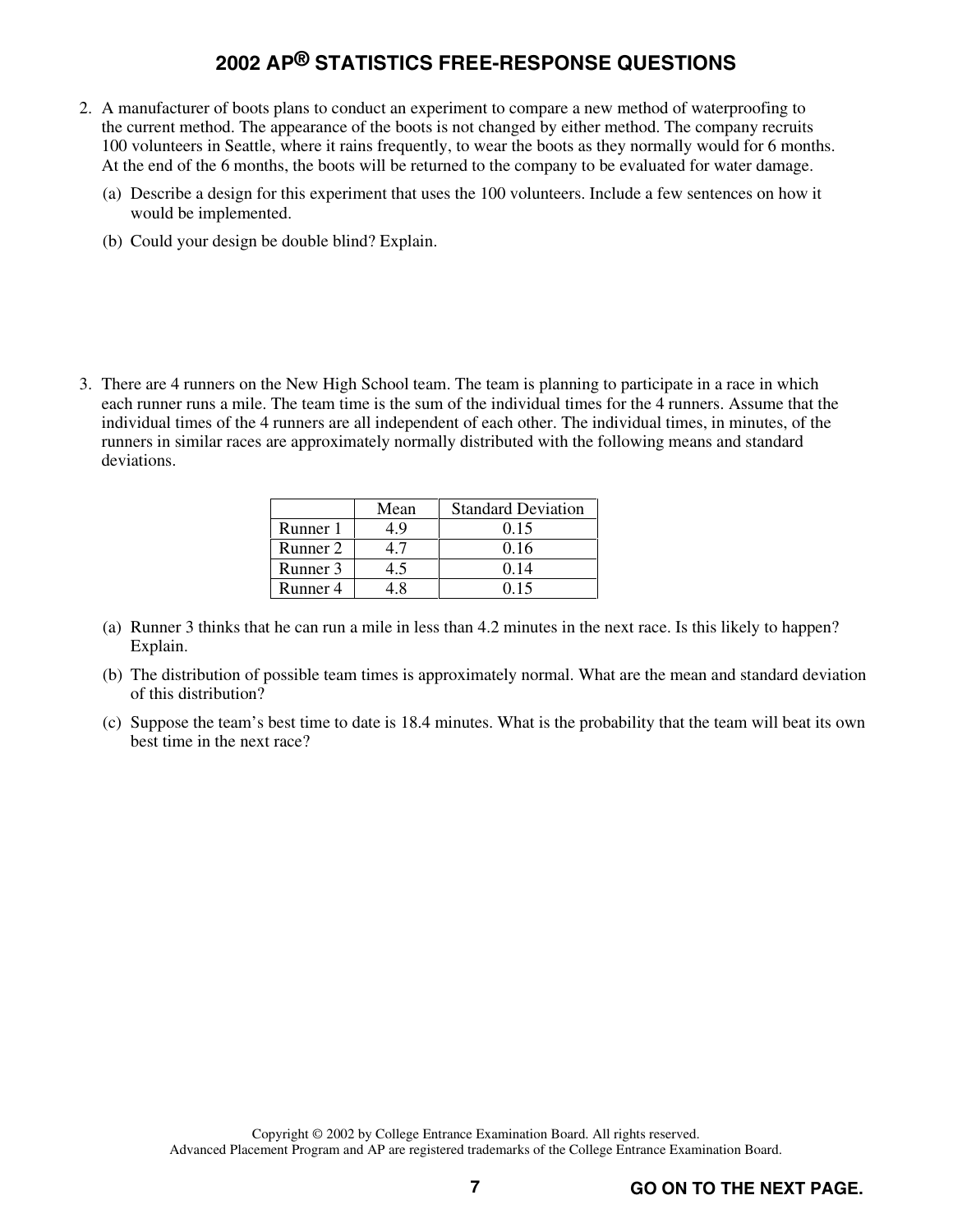2. A manufacturer of boots plans to conduct an experiment to compare a new method of waterproofing to the current method. The appearance of the boots is not changed by either method. The company recruits 100 volunteers in Seattle, where it rains frequently, to wear the boots as they normally would for 6 months. At the end of the 6 months, the boots will be returned to the company to be evaluated for water damage.

   (a) Describe a design for this experiment that uses the 100 volunteers. Include a few sentences on how it would be implemented.

   (b) Could your design be double blind? Explain.

3. There are 4 runners on the New High School team. The team is planning to participate in a race in which each runner runs a mile. The team time is the sum of the individual times for the 4 runners. Assume that the individual times of the 4 runners are all independent of each other. The individual times, in minutes, of the runners in similar races are approximately normally distributed with the following means and standard deviations.

| | Mean | Standard Deviation |
|---|---|---|
| Runner 1 | 4.9 | 0.15 |
| Runner 2 | 4.7 | 0.16 |
| Runner 3 | 4.5 | 0.14 |
| Runner 4 | 4.8 | 0.15 |

   (a) Runner 3 thinks that he can run a mile in less than 4.2 minutes in the next race. Is this likely to happen? Explain.

   (b) The distribution of possible team times is approximately normal. What are the mean and standard deviation of this distribution?

   (c) Suppose the team's best time to date is 18.4 minutes. What is the probability that the team will beat its own best time in the next race?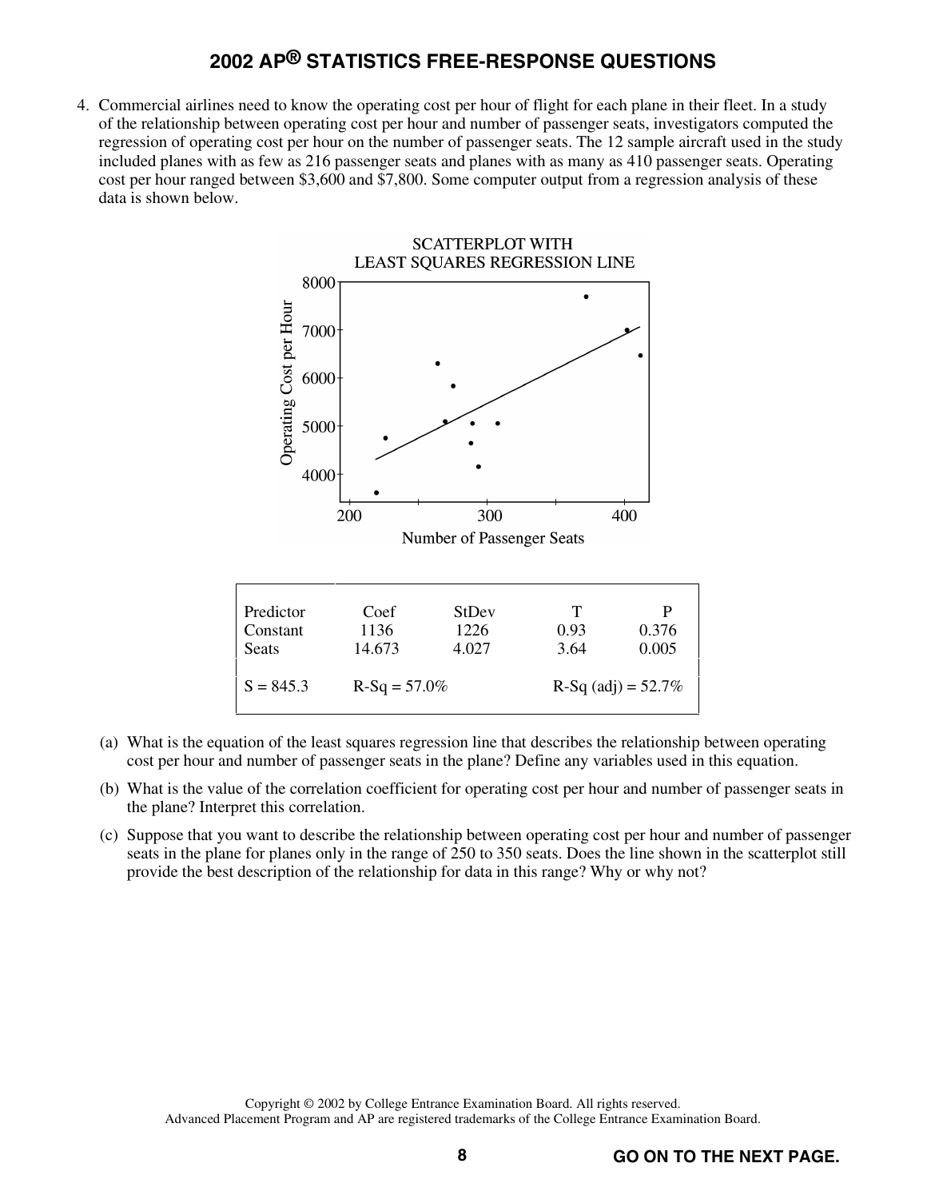4. Commercial airlines need to know the operating cost per hour of flight for each plane in their fleet. In a study of the relationship between operating cost per hour and number of passenger seats, investigators computed the regression of operating cost per hour on the number of passenger seats. The 12 sample aircraft used in the study included planes with as few as 216 passenger seats and planes with as many as 410 passenger seats. Operating cost per hour ranged between \$3,600 and \$7,800. Some computer output from a regression analysis of these data is shown below.

SCATTERPLOT WITH LEAST SQUARES REGRESSION LINE

| Predictor | Coef | StDev | T | P |
|---|---|---|---|---|
| Constant | 1136 | 1226 | 0.93 | 0.376 |
| Seats | 14.673 | 4.027 | 3.64 | 0.005 |

S = 845.3 &nbsp;&nbsp; R-Sq = 57.0% &nbsp;&nbsp; R-Sq (adj) = 52.7%

(a) What is the equation of the least squares regression line that describes the relationship between operating cost per hour and number of passenger seats in the plane? Define any variables used in this equation.

(b) What is the value of the correlation coefficient for operating cost per hour and number of passenger seats in the plane? Interpret this correlation.

(c) Suppose that you want to describe the relationship between operating cost per hour and number of passenger seats in the plane for planes only in the range of 250 to 350 seats. Does the line shown in the scatterplot still provide the best description of the relationship for data in this range? Why or why not?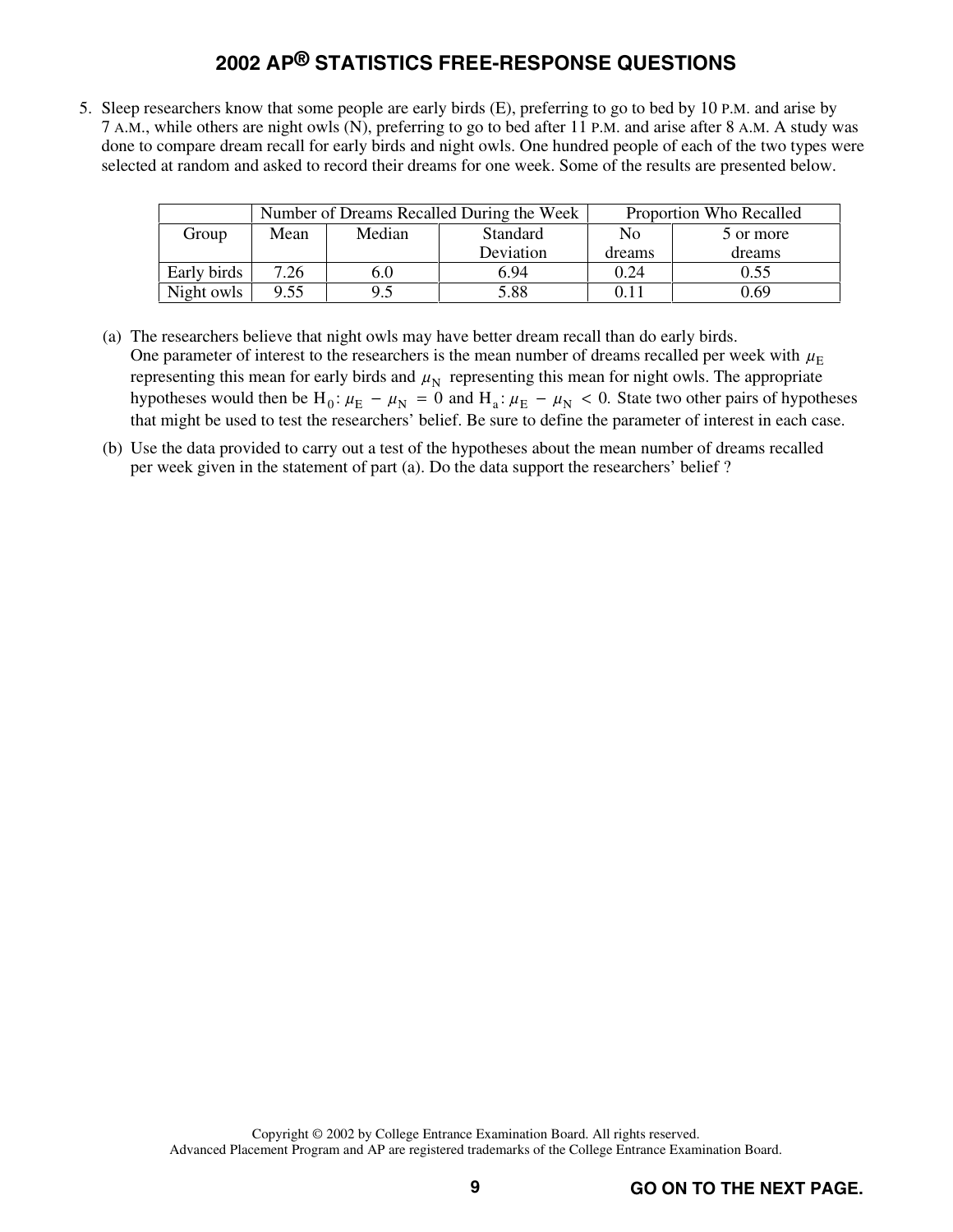5. Sleep researchers know that some people are early birds (E), preferring to go to bed by 10 P.M. and arise by 7 A.M., while others are night owls (N), preferring to go to bed after 11 P.M. and arise after 8 A.M. A study was done to compare dream recall for early birds and night owls. One hundred people of each of the two types were selected at random and asked to record their dreams for one week. Some of the results are presented below.

| | Number of Dreams Recalled During the Week | | | Proportion Who Recalled | |
|---|---|---|---|---|---|
| Group | Mean | Median | Standard Deviation | No dreams | 5 or more dreams |
| Early birds | 7.26 | 6.0 | 6.94 | 0.24 | 0.55 |
| Night owls | 9.55 | 9.5 | 5.88 | 0.11 | 0.69 |

(a) The researchers believe that night owls may have better dream recall than do early birds. One parameter of interest to the researchers is the mean number of dreams recalled per week with $\mu_E$ representing this mean for early birds and $\mu_N$ representing this mean for night owls. The appropriate hypotheses would then be $H_0: \mu_E - \mu_N = 0$ and $H_a: \mu_E - \mu_N < 0$. State two other pairs of hypotheses that might be used to test the researchers' belief. Be sure to define the parameter of interest in each case.

(b) Use the data provided to carry out a test of the hypotheses about the mean number of dreams recalled per week given in the statement of part (a). Do the data support the researchers' belief ?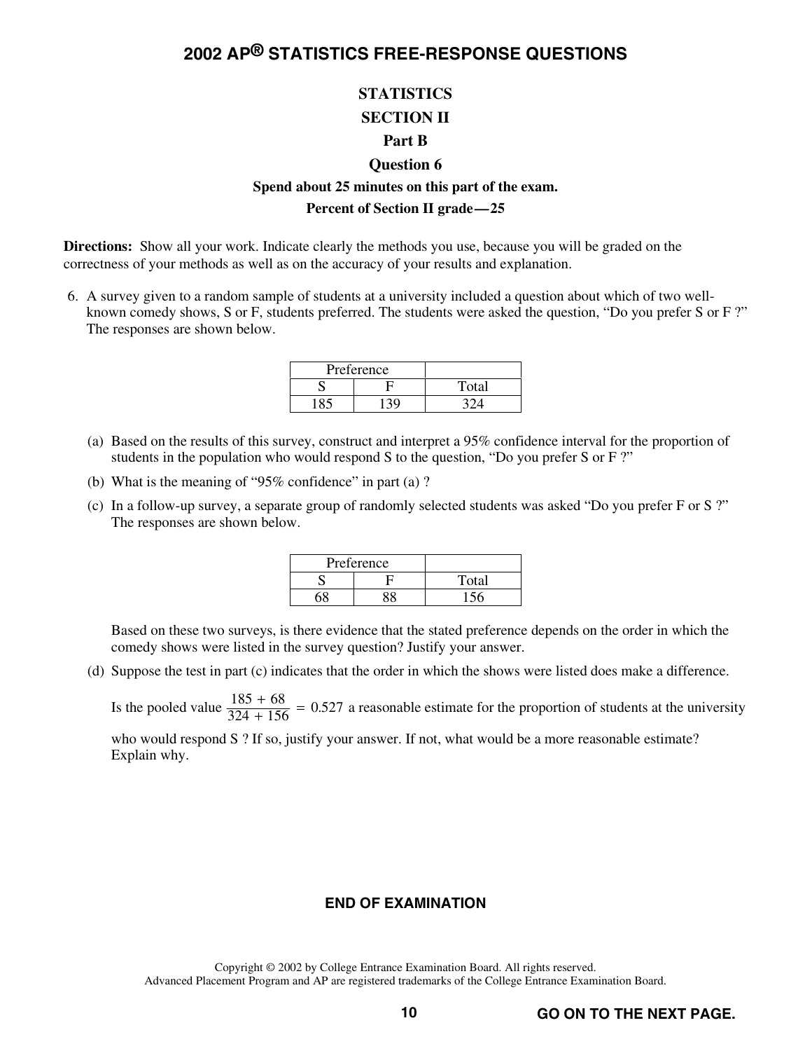# STATISTICS

## SECTION II

## Part B

## Question 6

**Spend about 25 minutes on this part of the exam.**

**Percent of Section II grade — 25**

**Directions:** Show all your work. Indicate clearly the methods you use, because you will be graded on the correctness of your methods as well as on the accuracy of your results and explanation.

6. A survey given to a random sample of students at a university included a question about which of two well-known comedy shows, S or F, students preferred. The students were asked the question, "Do you prefer S or F ?" The responses are shown below.

| Preference | | |
|---|---|---|
| S | F | Total |
| 185 | 139 | 324 |

(a) Based on the results of this survey, construct and interpret a 95% confidence interval for the proportion of students in the population who would respond S to the question, "Do you prefer S or F ?"

(b) What is the meaning of "95% confidence" in part (a) ?

(c) In a follow-up survey, a separate group of randomly selected students was asked "Do you prefer F or S ?" The responses are shown below.

| Preference | | |
|---|---|---|
| S | F | Total |
| 68 | 88 | 156 |

Based on these two surveys, is there evidence that the stated preference depends on the order in which the comedy shows were listed in the survey question? Justify your answer.

(d) Suppose the test in part (c) indicates that the order in which the shows were listed does make a difference.

Is the pooled value $\frac{185 + 68}{324 + 156} = 0.527$ a reasonable estimate for the proportion of students at the university who would respond S ? If so, justify your answer. If not, what would be a more reasonable estimate? Explain why.

**END OF EXAMINATION**

Copyright © 2002 by College Entrance Examination Board. All rights reserved.
Advanced Placement Program and AP are registered trademarks of the College Entrance Examination Board.

**GO ON TO THE NEXT PAGE.**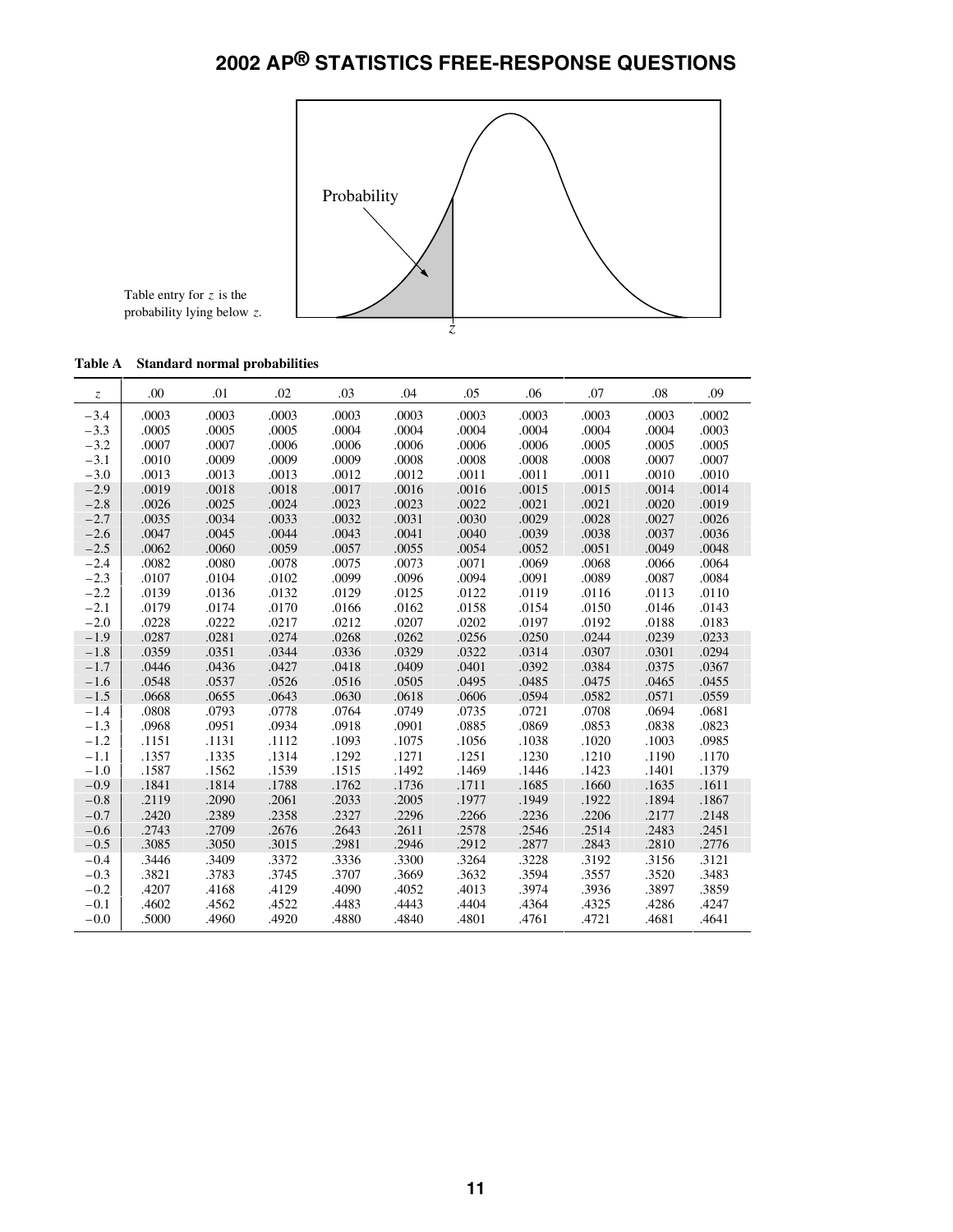Table entry for $z$ is the probability lying below $z$.

**Table A Standard normal probabilities**

| $z$ | .00 | .01 | .02 | .03 | .04 | .05 | .06 | .07 | .08 | .09 |
|---|---|---|---|---|---|---|---|---|---|---|
| −3.4 | .0003 | .0003 | .0003 | .0003 | .0003 | .0003 | .0003 | .0003 | .0003 | .0002 |
| −3.3 | .0005 | .0005 | .0005 | .0004 | .0004 | .0004 | .0004 | .0004 | .0004 | .0003 |
| −3.2 | .0007 | .0007 | .0006 | .0006 | .0006 | .0006 | .0006 | .0005 | .0005 | .0005 |
| −3.1 | .0010 | .0009 | .0009 | .0009 | .0008 | .0008 | .0008 | .0008 | .0007 | .0007 |
| −3.0 | .0013 | .0013 | .0013 | .0012 | .0012 | .0011 | .0011 | .0011 | .0010 | .0010 |
| −2.9 | .0019 | .0018 | .0018 | .0017 | .0016 | .0016 | .0015 | .0015 | .0014 | .0014 |
| −2.8 | .0026 | .0025 | .0024 | .0023 | .0023 | .0022 | .0021 | .0021 | .0020 | .0019 |
| −2.7 | .0035 | .0034 | .0033 | .0032 | .0031 | .0030 | .0029 | .0028 | .0027 | .0026 |
| −2.6 | .0047 | .0045 | .0044 | .0043 | .0041 | .0040 | .0039 | .0038 | .0037 | .0036 |
| −2.5 | .0062 | .0060 | .0059 | .0057 | .0055 | .0054 | .0052 | .0051 | .0049 | .0048 |
| −2.4 | .0082 | .0080 | .0078 | .0075 | .0073 | .0071 | .0069 | .0068 | .0066 | .0064 |
| −2.3 | .0107 | .0104 | .0102 | .0099 | .0096 | .0094 | .0091 | .0089 | .0087 | .0084 |
| −2.2 | .0139 | .0136 | .0132 | .0129 | .0125 | .0122 | .0119 | .0116 | .0113 | .0110 |
| −2.1 | .0179 | .0174 | .0170 | .0166 | .0162 | .0158 | .0154 | .0150 | .0146 | .0143 |
| −2.0 | .0228 | .0222 | .0217 | .0212 | .0207 | .0202 | .0197 | .0192 | .0188 | .0183 |
| −1.9 | .0287 | .0281 | .0274 | .0268 | .0262 | .0256 | .0250 | .0244 | .0239 | .0233 |
| −1.8 | .0359 | .0351 | .0344 | .0336 | .0329 | .0322 | .0314 | .0307 | .0301 | .0294 |
| −1.7 | .0446 | .0436 | .0427 | .0418 | .0409 | .0401 | .0392 | .0384 | .0375 | .0367 |
| −1.6 | .0548 | .0537 | .0526 | .0516 | .0505 | .0495 | .0485 | .0475 | .0465 | .0455 |
| −1.5 | .0668 | .0655 | .0643 | .0630 | .0618 | .0606 | .0594 | .0582 | .0571 | .0559 |
| −1.4 | .0808 | .0793 | .0778 | .0764 | .0749 | .0735 | .0721 | .0708 | .0694 | .0681 |
| −1.3 | .0968 | .0951 | .0934 | .0918 | .0901 | .0885 | .0869 | .0853 | .0838 | .0823 |
| −1.2 | .1151 | .1131 | .1112 | .1093 | .1075 | .1056 | .1038 | .1020 | .1003 | .0985 |
| −1.1 | .1357 | .1335 | .1314 | .1292 | .1271 | .1251 | .1230 | .1210 | .1190 | .1170 |
| −1.0 | .1587 | .1562 | .1539 | .1515 | .1492 | .1469 | .1446 | .1423 | .1401 | .1379 |
| −0.9 | .1841 | .1814 | .1788 | .1762 | .1736 | .1711 | .1685 | .1660 | .1635 | .1611 |
| −0.8 | .2119 | .2090 | .2061 | .2033 | .2005 | .1977 | .1949 | .1922 | .1894 | .1867 |
| −0.7 | .2420 | .2389 | .2358 | .2327 | .2296 | .2266 | .2236 | .2206 | .2177 | .2148 |
| −0.6 | .2743 | .2709 | .2676 | .2643 | .2611 | .2578 | .2546 | .2514 | .2483 | .2451 |
| −0.5 | .3085 | .3050 | .3015 | .2981 | .2946 | .2912 | .2877 | .2843 | .2810 | .2776 |
| −0.4 | .3446 | .3409 | .3372 | .3336 | .3300 | .3264 | .3228 | .3192 | .3156 | .3121 |
| −0.3 | .3821 | .3783 | .3745 | .3707 | .3669 | .3632 | .3594 | .3557 | .3520 | .3483 |
| −0.2 | .4207 | .4168 | .4129 | .4090 | .4052 | .4013 | .3974 | .3936 | .3897 | .3859 |
| −0.1 | .4602 | .4562 | .4522 | .4483 | .4443 | .4404 | .4364 | .4325 | .4286 | .4247 |
| −0.0 | .5000 | .4960 | .4920 | .4880 | .4840 | .4801 | .4761 | .4721 | .4681 | .4641 |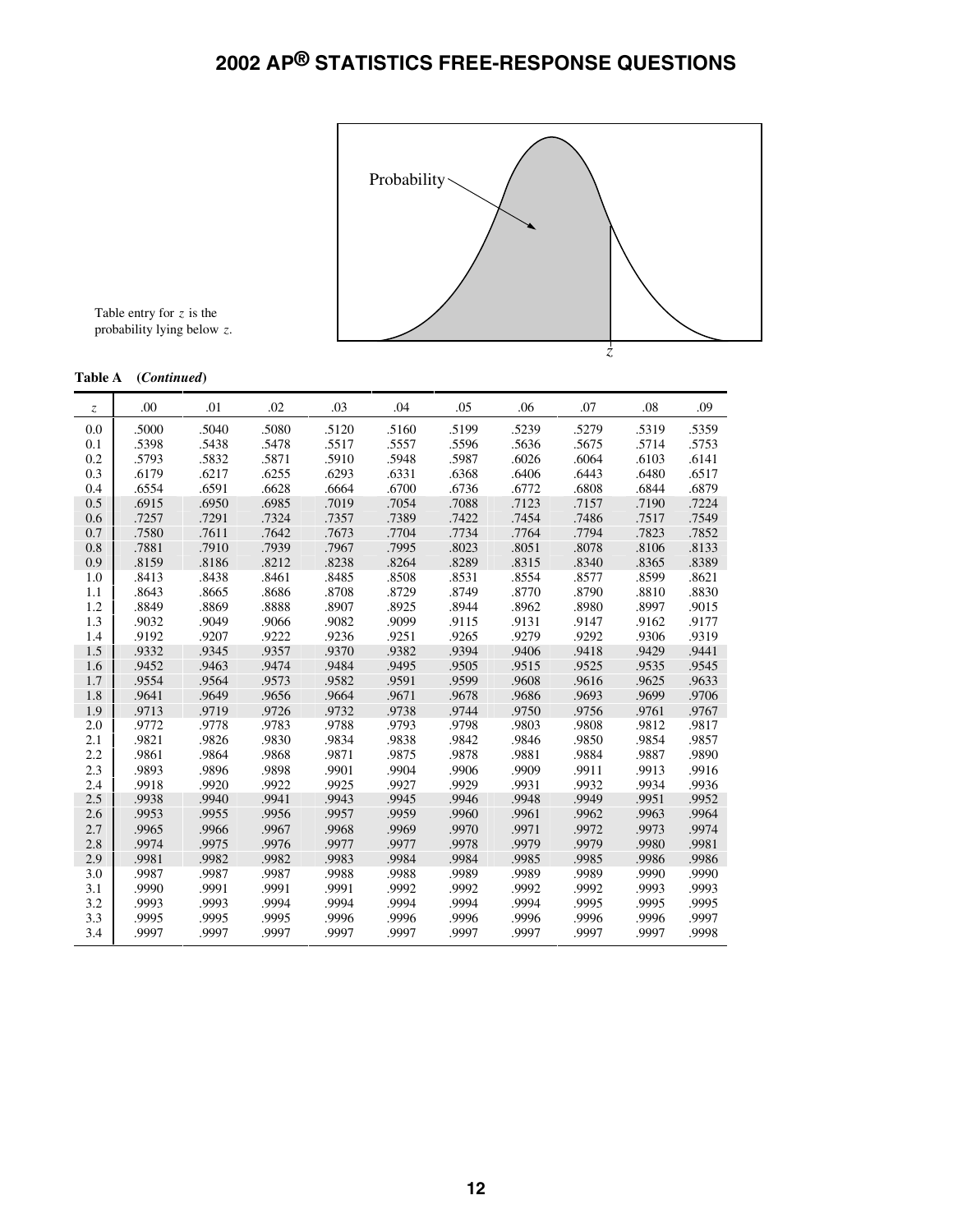Table entry for $z$ is the probability lying below $z$.

**Table A** ***(Continued)***

| $z$ | .00 | .01 | .02 | .03 | .04 | .05 | .06 | .07 | .08 | .09 |
|---|---|---|---|---|---|---|---|---|---|---|
| 0.0 | .5000 | .5040 | .5080 | .5120 | .5160 | .5199 | .5239 | .5279 | .5319 | .5359 |
| 0.1 | .5398 | .5438 | .5478 | .5517 | .5557 | .5596 | .5636 | .5675 | .5714 | .5753 |
| 0.2 | .5793 | .5832 | .5871 | .5910 | .5948 | .5987 | .6026 | .6064 | .6103 | .6141 |
| 0.3 | .6179 | .6217 | .6255 | .6293 | .6331 | .6368 | .6406 | .6443 | .6480 | .6517 |
| 0.4 | .6554 | .6591 | .6628 | .6664 | .6700 | .6736 | .6772 | .6808 | .6844 | .6879 |
| 0.5 | .6915 | .6950 | .6985 | .7019 | .7054 | .7088 | .7123 | .7157 | .7190 | .7224 |
| 0.6 | .7257 | .7291 | .7324 | .7357 | .7389 | .7422 | .7454 | .7486 | .7517 | .7549 |
| 0.7 | .7580 | .7611 | .7642 | .7673 | .7704 | .7734 | .7764 | .7794 | .7823 | .7852 |
| 0.8 | .7881 | .7910 | .7939 | .7967 | .7995 | .8023 | .8051 | .8078 | .8106 | .8133 |
| 0.9 | .8159 | .8186 | .8212 | .8238 | .8264 | .8289 | .8315 | .8340 | .8365 | .8389 |
| 1.0 | .8413 | .8438 | .8461 | .8485 | .8508 | .8531 | .8554 | .8577 | .8599 | .8621 |
| 1.1 | .8643 | .8665 | .8686 | .8708 | .8729 | .8749 | .8770 | .8790 | .8810 | .8830 |
| 1.2 | .8849 | .8869 | .8888 | .8907 | .8925 | .8944 | .8962 | .8980 | .8997 | .9015 |
| 1.3 | .9032 | .9049 | .9066 | .9082 | .9099 | .9115 | .9131 | .9147 | .9162 | .9177 |
| 1.4 | .9192 | .9207 | .9222 | .9236 | .9251 | .9265 | .9279 | .9292 | .9306 | .9319 |
| 1.5 | .9332 | .9345 | .9357 | .9370 | .9382 | .9394 | .9406 | .9418 | .9429 | .9441 |
| 1.6 | .9452 | .9463 | .9474 | .9484 | .9495 | .9505 | .9515 | .9525 | .9535 | .9545 |
| 1.7 | .9554 | .9564 | .9573 | .9582 | .9591 | .9599 | .9608 | .9616 | .9625 | .9633 |
| 1.8 | .9641 | .9649 | .9656 | .9664 | .9671 | .9678 | .9686 | .9693 | .9699 | .9706 |
| 1.9 | .9713 | .9719 | .9726 | .9732 | .9738 | .9744 | .9750 | .9756 | .9761 | .9767 |
| 2.0 | .9772 | .9778 | .9783 | .9788 | .9793 | .9798 | .9803 | .9808 | .9812 | .9817 |
| 2.1 | .9821 | .9826 | .9830 | .9834 | .9838 | .9842 | .9846 | .9850 | .9854 | .9857 |
| 2.2 | .9861 | .9864 | .9868 | .9871 | .9875 | .9878 | .9881 | .9884 | .9887 | .9890 |
| 2.3 | .9893 | .9896 | .9898 | .9901 | .9904 | .9906 | .9909 | .9911 | .9913 | .9916 |
| 2.4 | .9918 | .9920 | .9922 | .9925 | .9927 | .9929 | .9931 | .9932 | .9934 | .9936 |
| 2.5 | .9938 | .9940 | .9941 | .9943 | .9945 | .9946 | .9948 | .9949 | .9951 | .9952 |
| 2.6 | .9953 | .9955 | .9956 | .9957 | .9959 | .9960 | .9961 | .9962 | .9963 | .9964 |
| 2.7 | .9965 | .9966 | .9967 | .9968 | .9969 | .9970 | .9971 | .9972 | .9973 | .9974 |
| 2.8 | .9974 | .9975 | .9976 | .9977 | .9977 | .9978 | .9979 | .9979 | .9980 | .9981 |
| 2.9 | .9981 | .9982 | .9982 | .9983 | .9984 | .9984 | .9985 | .9985 | .9986 | .9986 |
| 3.0 | .9987 | .9987 | .9987 | .9988 | .9988 | .9989 | .9989 | .9989 | .9990 | .9990 |
| 3.1 | .9990 | .9991 | .9991 | .9991 | .9992 | .9992 | .9992 | .9992 | .9993 | .9993 |
| 3.2 | .9993 | .9993 | .9994 | .9994 | .9994 | .9994 | .9994 | .9995 | .9995 | .9995 |
| 3.3 | .9995 | .9995 | .9995 | .9996 | .9996 | .9996 | .9996 | .9996 | .9996 | .9997 |
| 3.4 | .9997 | .9997 | .9997 | .9997 | .9997 | .9997 | .9997 | .9997 | .9997 | .9998 |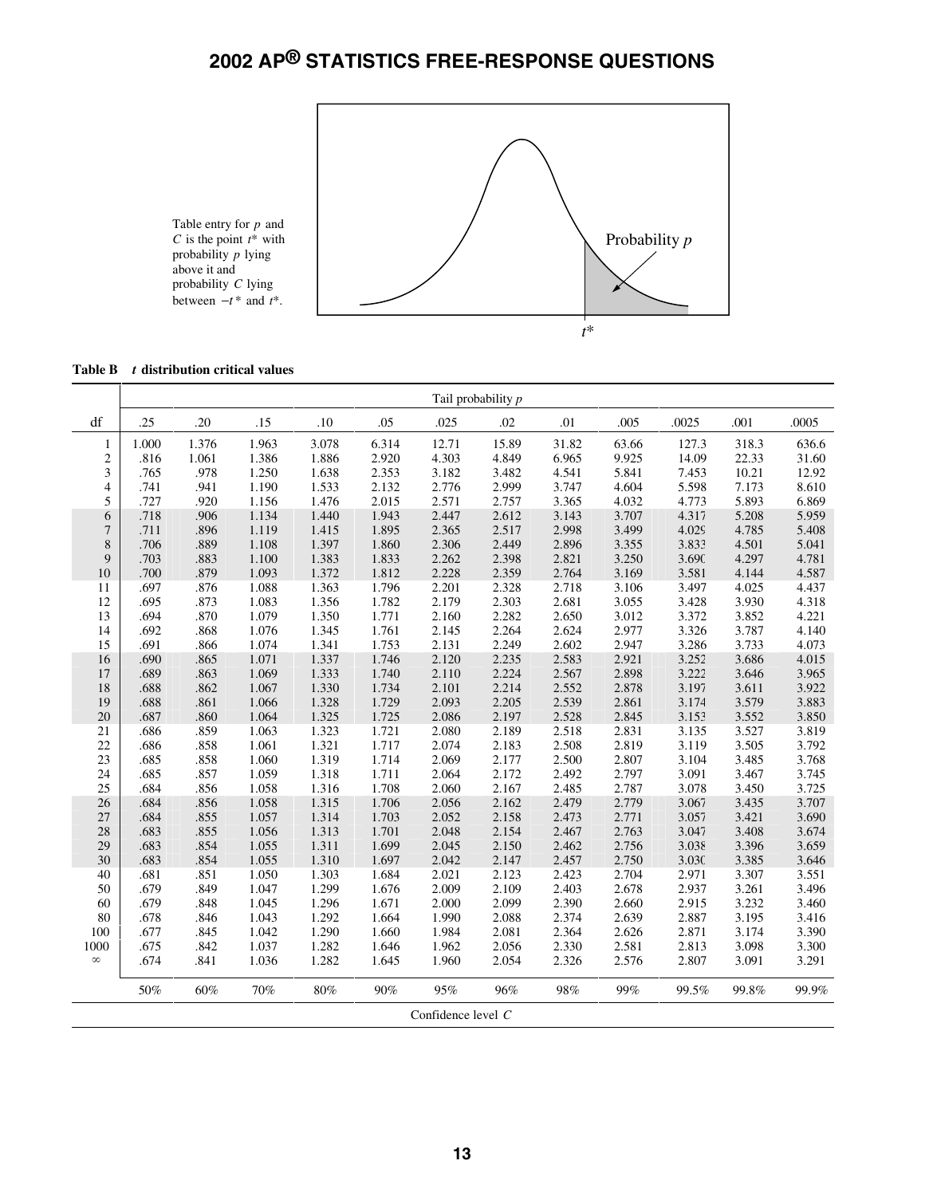# 2002 AP® STATISTICS FREE-RESPONSE QUESTIONS

Table entry for $p$ and $C$ is the point $t^*$ with probability $p$ lying above it and probability $C$ lying between $-t^*$ and $t^*$.

Probability $p$

$t^*$

**Table B** ***t* distribution critical values**

| | Tail probability $p$ | | | | | | | | | | | |
|---|---|---|---|---|---|---|---|---|---|---|---|---|
| df | .25 | .20 | .15 | .10 | .05 | .025 | .02 | .01 | .005 | .0025 | .001 | .0005 |
| 1 | 1.000 | 1.376 | 1.963 | 3.078 | 6.314 | 12.71 | 15.89 | 31.82 | 63.66 | 127.3 | 318.3 | 636.6 |
| 2 | .816 | 1.061 | 1.386 | 1.886 | 2.920 | 4.303 | 4.849 | 6.965 | 9.925 | 14.09 | 22.33 | 31.60 |
| 3 | .765 | .978 | 1.250 | 1.638 | 2.353 | 3.182 | 3.482 | 4.541 | 5.841 | 7.453 | 10.21 | 12.92 |
| 4 | .741 | .941 | 1.190 | 1.533 | 2.132 | 2.776 | 2.999 | 3.747 | 4.604 | 5.598 | 7.173 | 8.610 |
| 5 | .727 | .920 | 1.156 | 1.476 | 2.015 | 2.571 | 2.757 | 3.365 | 4.032 | 4.773 | 5.893 | 6.869 |
| 6 | .718 | .906 | 1.134 | 1.440 | 1.943 | 2.447 | 2.612 | 3.143 | 3.707 | 4.317 | 5.208 | 5.959 |
| 7 | .711 | .896 | 1.119 | 1.415 | 1.895 | 2.365 | 2.517 | 2.998 | 3.499 | 4.029 | 4.785 | 5.408 |
| 8 | .706 | .889 | 1.108 | 1.397 | 1.860 | 2.306 | 2.449 | 2.896 | 3.355 | 3.833 | 4.501 | 5.041 |
| 9 | .703 | .883 | 1.100 | 1.383 | 1.833 | 2.262 | 2.398 | 2.821 | 3.250 | 3.690 | 4.297 | 4.781 |
| 10 | .700 | .879 | 1.093 | 1.372 | 1.812 | 2.228 | 2.359 | 2.764 | 3.169 | 3.581 | 4.144 | 4.587 |
| 11 | .697 | .876 | 1.088 | 1.363 | 1.796 | 2.201 | 2.328 | 2.718 | 3.106 | 3.497 | 4.025 | 4.437 |
| 12 | .695 | .873 | 1.083 | 1.356 | 1.782 | 2.179 | 2.303 | 2.681 | 3.055 | 3.428 | 3.930 | 4.318 |
| 13 | .694 | .870 | 1.079 | 1.350 | 1.771 | 2.160 | 2.282 | 2.650 | 3.012 | 3.372 | 3.852 | 4.221 |
| 14 | .692 | .868 | 1.076 | 1.345 | 1.761 | 2.145 | 2.264 | 2.624 | 2.977 | 3.326 | 3.787 | 4.140 |
| 15 | .691 | .866 | 1.074 | 1.341 | 1.753 | 2.131 | 2.249 | 2.602 | 2.947 | 3.286 | 3.733 | 4.073 |
| 16 | .690 | .865 | 1.071 | 1.337 | 1.746 | 2.120 | 2.235 | 2.583 | 2.921 | 3.252 | 3.686 | 4.015 |
| 17 | .689 | .863 | 1.069 | 1.333 | 1.740 | 2.110 | 2.224 | 2.567 | 2.898 | 3.222 | 3.646 | 3.965 |
| 18 | .688 | .862 | 1.067 | 1.330 | 1.734 | 2.101 | 2.214 | 2.552 | 2.878 | 3.197 | 3.611 | 3.922 |
| 19 | .688 | .861 | 1.066 | 1.328 | 1.729 | 2.093 | 2.205 | 2.539 | 2.861 | 3.174 | 3.579 | 3.883 |
| 20 | .687 | .860 | 1.064 | 1.325 | 1.725 | 2.086 | 2.197 | 2.528 | 2.845 | 3.153 | 3.552 | 3.850 |
| 21 | .686 | .859 | 1.063 | 1.323 | 1.721 | 2.080 | 2.189 | 2.518 | 2.831 | 3.135 | 3.527 | 3.819 |
| 22 | .686 | .858 | 1.061 | 1.321 | 1.717 | 2.074 | 2.183 | 2.508 | 2.819 | 3.119 | 3.505 | 3.792 |
| 23 | .685 | .858 | 1.060 | 1.319 | 1.714 | 2.069 | 2.177 | 2.500 | 2.807 | 3.104 | 3.485 | 3.768 |
| 24 | .685 | .857 | 1.059 | 1.318 | 1.711 | 2.064 | 2.172 | 2.492 | 2.797 | 3.091 | 3.467 | 3.745 |
| 25 | .684 | .856 | 1.058 | 1.316 | 1.708 | 2.060 | 2.167 | 2.485 | 2.787 | 3.078 | 3.450 | 3.725 |
| 26 | .684 | .856 | 1.058 | 1.315 | 1.706 | 2.056 | 2.162 | 2.479 | 2.779 | 3.067 | 3.435 | 3.707 |
| 27 | .684 | .855 | 1.057 | 1.314 | 1.703 | 2.052 | 2.158 | 2.473 | 2.771 | 3.057 | 3.421 | 3.690 |
| 28 | .683 | .855 | 1.056 | 1.313 | 1.701 | 2.048 | 2.154 | 2.467 | 2.763 | 3.047 | 3.408 | 3.674 |
| 29 | .683 | .854 | 1.055 | 1.311 | 1.699 | 2.045 | 2.150 | 2.462 | 2.756 | 3.038 | 3.396 | 3.659 |
| 30 | .683 | .854 | 1.055 | 1.310 | 1.697 | 2.042 | 2.147 | 2.457 | 2.750 | 3.030 | 3.385 | 3.646 |
| 40 | .681 | .851 | 1.050 | 1.303 | 1.684 | 2.021 | 2.123 | 2.423 | 2.704 | 2.971 | 3.307 | 3.551 |
| 50 | .679 | .849 | 1.047 | 1.299 | 1.676 | 2.009 | 2.109 | 2.403 | 2.678 | 2.937 | 3.261 | 3.496 |
| 60 | .679 | .848 | 1.045 | 1.296 | 1.671 | 2.000 | 2.099 | 2.390 | 2.660 | 2.915 | 3.232 | 3.460 |
| 80 | .678 | .846 | 1.043 | 1.292 | 1.664 | 1.990 | 2.088 | 2.374 | 2.639 | 2.887 | 3.195 | 3.416 |
| 100 | .677 | .845 | 1.042 | 1.290 | 1.660 | 1.984 | 2.081 | 2.364 | 2.626 | 2.871 | 3.174 | 3.390 |
| 1000 | .675 | .842 | 1.037 | 1.282 | 1.646 | 1.962 | 2.056 | 2.330 | 2.581 | 2.813 | 3.098 | 3.300 |
| ∞ | .674 | .841 | 1.036 | 1.282 | 1.645 | 1.960 | 2.054 | 2.326 | 2.576 | 2.807 | 3.091 | 3.291 |
| | 50% | 60% | 70% | 80% | 90% | 95% | 96% | 98% | 99% | 99.5% | 99.8% | 99.9% |
| | Confidence level $C$ | | | | | | | | | | | |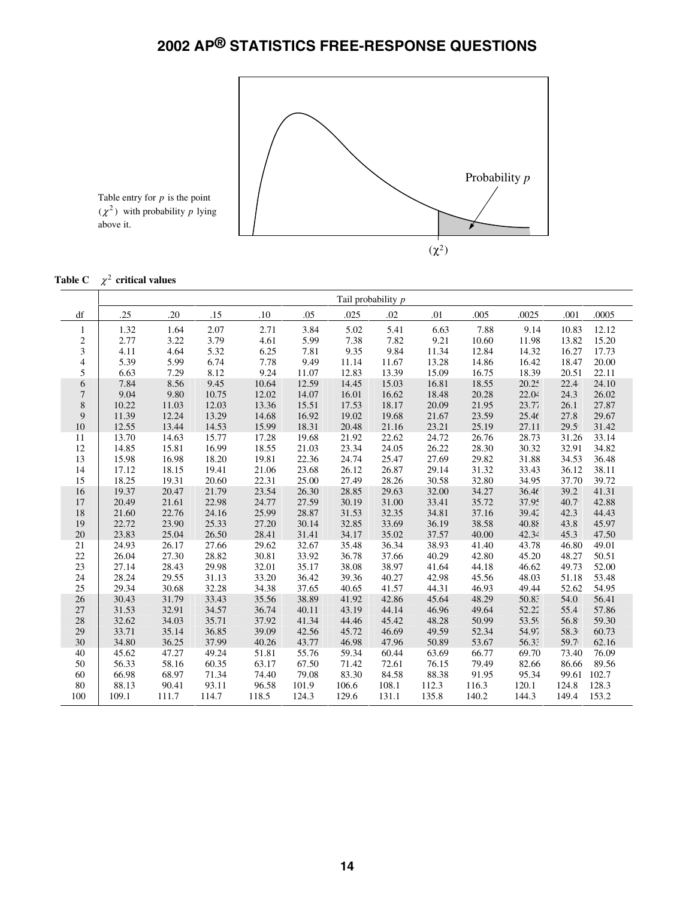Table entry for $p$ is the point $(\chi^2)$ with probability $p$ lying above it.

Probability $p$

$(\chi^2)$

**Table C** $\chi^2$ **critical values**

| | Tail probability $p$ | | | | | | | | | | | |
|---|---|---|---|---|---|---|---|---|---|---|---|---|
| df | .25 | .20 | .15 | .10 | .05 | .025 | .02 | .01 | .005 | .0025 | .001 | .0005 |
| 1 | 1.32 | 1.64 | 2.07 | 2.71 | 3.84 | 5.02 | 5.41 | 6.63 | 7.88 | 9.14 | 10.83 | 12.12 |
| 2 | 2.77 | 3.22 | 3.79 | 4.61 | 5.99 | 7.38 | 7.82 | 9.21 | 10.60 | 11.98 | 13.82 | 15.20 |
| 3 | 4.11 | 4.64 | 5.32 | 6.25 | 7.81 | 9.35 | 9.84 | 11.34 | 12.84 | 14.32 | 16.27 | 17.73 |
| 4 | 5.39 | 5.99 | 6.74 | 7.78 | 9.49 | 11.14 | 11.67 | 13.28 | 14.86 | 16.42 | 18.47 | 20.00 |
| 5 | 6.63 | 7.29 | 8.12 | 9.24 | 11.07 | 12.83 | 13.39 | 15.09 | 16.75 | 18.39 | 20.51 | 22.11 |
| 6 | 7.84 | 8.56 | 9.45 | 10.64 | 12.59 | 14.45 | 15.03 | 16.81 | 18.55 | 20.25 | 22.46 | 24.10 |
| 7 | 9.04 | 9.80 | 10.75 | 12.02 | 14.07 | 16.01 | 16.62 | 18.48 | 20.28 | 22.04 | 24.32 | 26.02 |
| 8 | 10.22 | 11.03 | 12.03 | 13.36 | 15.51 | 17.53 | 18.17 | 20.09 | 21.95 | 23.77 | 26.12 | 27.87 |
| 9 | 11.39 | 12.24 | 13.29 | 14.68 | 16.92 | 19.02 | 19.68 | 21.67 | 23.59 | 25.46 | 27.88 | 29.67 |
| 10 | 12.55 | 13.44 | 14.53 | 15.99 | 18.31 | 20.48 | 21.16 | 23.21 | 25.19 | 27.11 | 29.59 | 31.42 |
| 11 | 13.70 | 14.63 | 15.77 | 17.28 | 19.68 | 21.92 | 22.62 | 24.72 | 26.76 | 28.73 | 31.26 | 33.14 |
| 12 | 14.85 | 15.81 | 16.99 | 18.55 | 21.03 | 23.34 | 24.05 | 26.22 | 28.30 | 30.32 | 32.91 | 34.82 |
| 13 | 15.98 | 16.98 | 18.20 | 19.81 | 22.36 | 24.74 | 25.47 | 27.69 | 29.82 | 31.88 | 34.53 | 36.48 |
| 14 | 17.12 | 18.15 | 19.41 | 21.06 | 23.68 | 26.12 | 26.87 | 29.14 | 31.32 | 33.43 | 36.12 | 38.11 |
| 15 | 18.25 | 19.31 | 20.60 | 22.31 | 25.00 | 27.49 | 28.26 | 30.58 | 32.80 | 34.95 | 37.70 | 39.72 |
| 16 | 19.37 | 20.47 | 21.79 | 23.54 | 26.30 | 28.85 | 29.63 | 32.00 | 34.27 | 36.46 | 39.25 | 41.31 |
| 17 | 20.49 | 21.61 | 22.98 | 24.77 | 27.59 | 30.19 | 31.00 | 33.41 | 35.72 | 37.95 | 40.79 | 42.88 |
| 18 | 21.60 | 22.76 | 24.16 | 25.99 | 28.87 | 31.53 | 32.35 | 34.81 | 37.16 | 39.42 | 42.31 | 44.43 |
| 19 | 22.72 | 23.90 | 25.33 | 27.20 | 30.14 | 32.85 | 33.69 | 36.19 | 38.58 | 40.88 | 43.82 | 45.97 |
| 20 | 23.83 | 25.04 | 26.50 | 28.41 | 31.41 | 34.17 | 35.02 | 37.57 | 40.00 | 42.34 | 45.31 | 47.50 |
| 21 | 24.93 | 26.17 | 27.66 | 29.62 | 32.67 | 35.48 | 36.34 | 38.93 | 41.40 | 43.78 | 46.80 | 49.01 |
| 22 | 26.04 | 27.30 | 28.82 | 30.81 | 33.92 | 36.78 | 37.66 | 40.29 | 42.80 | 45.20 | 48.27 | 50.51 |
| 23 | 27.14 | 28.43 | 29.98 | 32.01 | 35.17 | 38.08 | 38.97 | 41.64 | 44.18 | 46.62 | 49.73 | 52.00 |
| 24 | 28.24 | 29.55 | 31.13 | 33.20 | 36.42 | 39.36 | 40.27 | 42.98 | 45.56 | 48.03 | 51.18 | 53.48 |
| 25 | 29.34 | 30.68 | 32.28 | 34.38 | 37.65 | 40.65 | 41.57 | 44.31 | 46.93 | 49.44 | 52.62 | 54.95 |
| 26 | 30.43 | 31.79 | 33.43 | 35.56 | 38.89 | 41.92 | 42.86 | 45.64 | 48.29 | 50.83 | 54.05 | 56.41 |
| 27 | 31.53 | 32.91 | 34.57 | 36.74 | 40.11 | 43.19 | 44.14 | 46.96 | 49.64 | 52.22 | 55.48 | 57.86 |
| 28 | 32.62 | 34.03 | 35.71 | 37.92 | 41.34 | 44.46 | 45.42 | 48.28 | 50.99 | 53.59 | 56.89 | 59.30 |
| 29 | 33.71 | 35.14 | 36.85 | 39.09 | 42.56 | 45.72 | 46.69 | 49.59 | 52.34 | 54.97 | 58.30 | 60.73 |
| 30 | 34.80 | 36.25 | 37.99 | 40.26 | 43.77 | 46.98 | 47.96 | 50.89 | 53.67 | 56.33 | 59.70 | 62.16 |
| 40 | 45.62 | 47.27 | 49.24 | 51.81 | 55.76 | 59.34 | 60.44 | 63.69 | 66.77 | 69.70 | 73.40 | 76.09 |
| 50 | 56.33 | 58.16 | 60.35 | 63.17 | 67.50 | 71.42 | 72.61 | 76.15 | 79.49 | 82.66 | 86.66 | 89.56 |
| 60 | 66.98 | 68.97 | 71.34 | 74.40 | 79.08 | 83.30 | 84.58 | 88.38 | 91.95 | 95.34 | 99.61 | 102.7 |
| 80 | 88.13 | 90.41 | 93.11 | 96.58 | 101.9 | 106.6 | 108.1 | 112.3 | 116.3 | 120.1 | 124.8 | 128.3 |
| 100 | 109.1 | 111.7 | 114.7 | 118.5 | 124.3 | 129.6 | 131.1 | 135.8 | 140.2 | 144.3 | 149.4 | 153.2 |